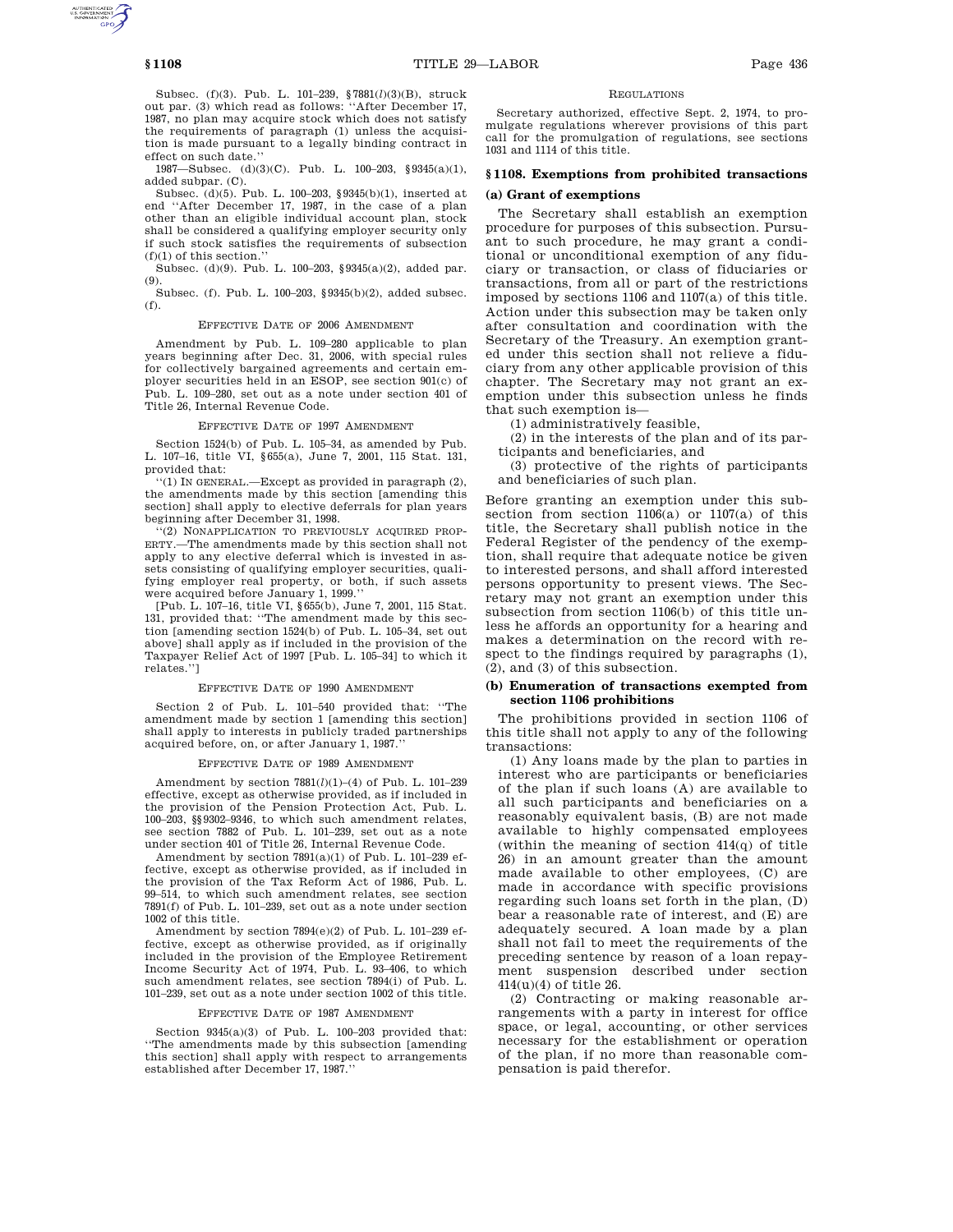Subsec. (f)(3). Pub. L. 101–239, §7881(*l*)(3)(B), struck out par. (3) which read as follows: ''After December 17, 1987, no plan may acquire stock which does not satisfy the requirements of paragraph (1) unless the acquisition is made pursuant to a legally binding contract in effect on such date.''

1987—Subsec. (d)(3)(C). Pub. L. 100–203, §9345(a)(1), added subpar. (C).

Subsec. (d)(5). Pub. L. 100–203, §9345(b)(1), inserted at end ''After December 17, 1987, in the case of a plan other than an eligible individual account plan, stock shall be considered a qualifying employer security only if such stock satisfies the requirements of subsection (f)(1) of this section.''

Subsec. (d)(9). Pub. L. 100–203, §9345(a)(2), added par. (9).

Subsec. (f). Pub. L. 100–203, §9345(b)(2), added subsec. (f).

EFFECTIVE DATE OF 2006 AMENDMENT

Amendment by Pub. L. 109–280 applicable to plan years beginning after Dec. 31, 2006, with special rules for collectively bargained agreements and certain employer securities held in an ESOP, see section 901(c) of Pub. L. 109–280, set out as a note under section 401 of Title 26, Internal Revenue Code.

EFFECTIVE DATE OF 1997 AMENDMENT

Section 1524(b) of Pub. L. 105–34, as amended by Pub. L. 107–16, title VI, §655(a), June 7, 2001, 115 Stat. 131, provided that:

''(1) IN GENERAL.—Except as provided in paragraph (2), the amendments made by this section [amending this section] shall apply to elective deferrals for plan years beginning after December 31, 1998.

''(2) NONAPPLICATION TO PREVIOUSLY ACQUIRED PROPERTY.—The amendments made by this section shall not apply to any elective deferral which is invested in assets consisting of qualifying employer securities, qualifying employer real property, or both, if such assets were acquired before January 1, 1999.''

[Pub. L. 107–16, title VI, §655(b), June 7, 2001, 115 Stat. 131, provided that: ''The amendment made by this section [amending section 1524(b) of Pub. L. 105–34, set out above] shall apply as if included in the provision of the Taxpayer Relief Act of 1997 [Pub. L. 105–34] to which it relates.'']

EFFECTIVE DATE OF 1990 AMENDMENT

Section 2 of Pub. L. 101–540 provided that: ''The amendment made by section 1 [amending this section] shall apply to interests in publicly traded partnerships acquired before, on, or after January 1, 1987.''

EFFECTIVE DATE OF 1989 AMENDMENT

Amendment by section 7881(*l*)(1)–(4) of Pub. L. 101–239 effective, except as otherwise provided, as if included in the provision of the Pension Protection Act, Pub. L. 100–203, §§9302–9346, to which such amendment relates, see section 7882 of Pub. L. 101–239, set out as a note under section 401 of Title 26, Internal Revenue Code.

Amendment by section 7891(a)(1) of Pub. L. 101–239 effective, except as otherwise provided, as if included in the provision of the Tax Reform Act of 1986, Pub. L. 99–514, to which such amendment relates, see section 7891(f) of Pub. L. 101–239, set out as a note under section 1002 of this title.

Amendment by section 7894(e)(2) of Pub. L. 101–239 effective, except as otherwise provided, as if originally included in the provision of the Employee Retirement Income Security Act of 1974, Pub. L. 93–406, to which such amendment relates, see section 7894(i) of Pub. L. 101–239, set out as a note under section 1002 of this title.

EFFECTIVE DATE OF 1987 AMENDMENT

Section 9345(a)(3) of Pub. L. 100–203 provided that: ''The amendments made by this subsection [amending this section] shall apply with respect to arrangements established after December 17, 1987.''

REGULATIONS

Secretary authorized, effective Sept. 2, 1974, to promulgate regulations wherever provisions of this part call for the promulgation of regulations, see sections 1031 and 1114 of this title.

## §1108. Exemptions from prohibited transactions

### (a) Grant of exemptions

The Secretary shall establish an exemption procedure for purposes of this subsection. Pursuant to such procedure, he may grant a conditional or unconditional exemption of any fiduciary or transaction, or class of fiduciaries or transactions, from all or part of the restrictions imposed by sections 1106 and 1107(a) of this title. Action under this subsection may be taken only after consultation and coordination with the Secretary of the Treasury. An exemption granted under this section shall not relieve a fiduciary from any other applicable provision of this chapter. The Secretary may not grant an exemption under this subsection unless he finds that such exemption is—

(1) administratively feasible,

(2) in the interests of the plan and of its participants and beneficiaries, and

(3) protective of the rights of participants and beneficiaries of such plan.

Before granting an exemption under this subsection from section 1106(a) or 1107(a) of this title, the Secretary shall publish notice in the Federal Register of the pendency of the exemption, shall require that adequate notice be given to interested persons, and shall afford interested persons opportunity to present views. The Secretary may not grant an exemption under this subsection from section 1106(b) of this title unless he affords an opportunity for a hearing and makes a determination on the record with respect to the findings required by paragraphs (1), (2), and (3) of this subsection.

### (b) Enumeration of transactions exempted from section 1106 prohibitions

The prohibitions provided in section 1106 of this title shall not apply to any of the following transactions:

(1) Any loans made by the plan to parties in interest who are participants or beneficiaries of the plan if such loans (A) are available to all such participants and beneficiaries on a reasonably equivalent basis, (B) are not made available to highly compensated employees (within the meaning of section 414(q) of title 26) in an amount greater than the amount made available to other employees, (C) are made in accordance with specific provisions regarding such loans set forth in the plan, (D) bear a reasonable rate of interest, and (E) are adequately secured. A loan made by a plan shall not fail to meet the requirements of the preceding sentence by reason of a loan repayment suspension described under section 414(u)(4) of title 26.

(2) Contracting or making reasonable arrangements with a party in interest for office space, or legal, accounting, or other services necessary for the establishment or operation of the plan, if no more than reasonable compensation is paid therefor.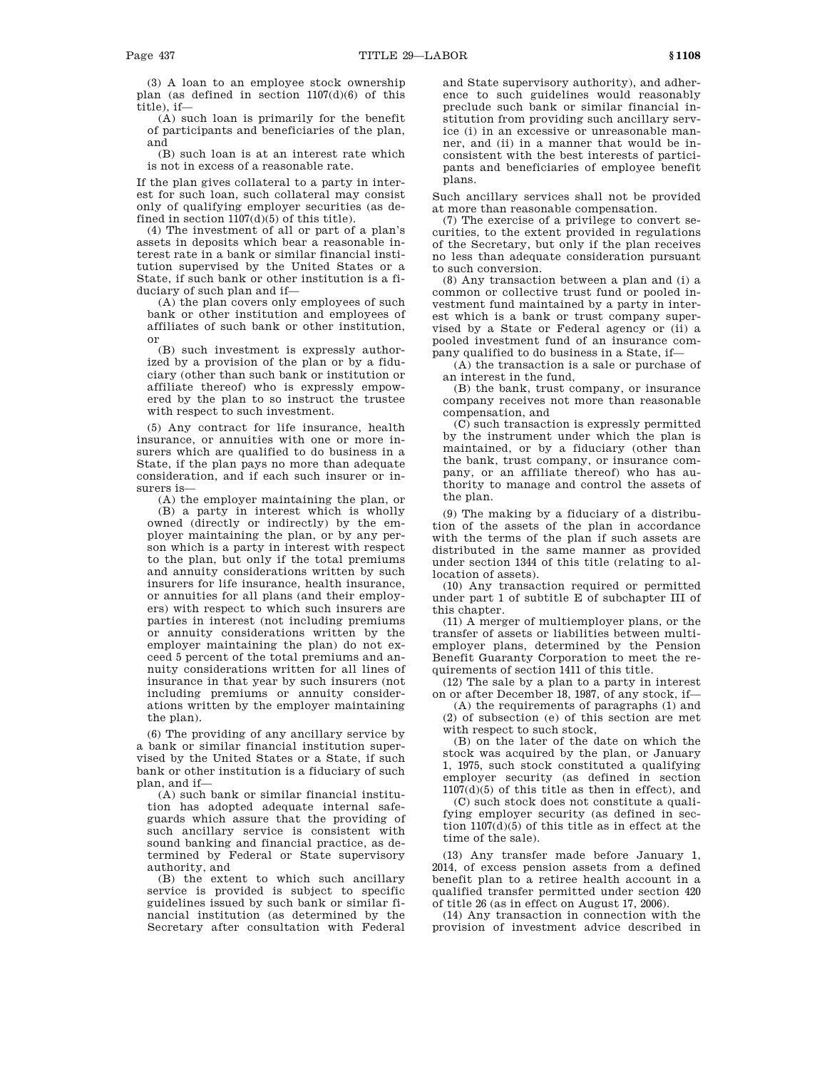(3) A loan to an employee stock ownership plan (as defined in section 1107(d)(6) of this title), if—

(A) such loan is primarily for the benefit of participants and beneficiaries of the plan, and

(B) such loan is at an interest rate which is not in excess of a reasonable rate.

If the plan gives collateral to a party in interest for such loan, such collateral may consist only of qualifying employer securities (as defined in section 1107(d)(5) of this title).

(4) The investment of all or part of a plan's assets in deposits which bear a reasonable interest rate in a bank or similar financial institution supervised by the United States or a State, if such bank or other institution is a fiduciary of such plan and if—

(A) the plan covers only employees of such bank or other institution and employees of affiliates of such bank or other institution, or

(B) such investment is expressly authorized by a provision of the plan or by a fiduciary (other than such bank or institution or affiliate thereof) who is expressly empowered by the plan to so instruct the trustee with respect to such investment.

(5) Any contract for life insurance, health insurance, or annuities with one or more insurers which are qualified to do business in a State, if the plan pays no more than adequate consideration, and if each such insurer or insurers is—

(A) the employer maintaining the plan, or

(B) a party in interest which is wholly owned (directly or indirectly) by the employer maintaining the plan, or by any person which is a party in interest with respect to the plan, but only if the total premiums and annuity considerations written by such insurers for life insurance, health insurance, or annuities for all plans (and their employers) with respect to which such insurers are parties in interest (not including premiums or annuity considerations written by the employer maintaining the plan) do not exceed 5 percent of the total premiums and annuity considerations written for all lines of insurance in that year by such insurers (not including premiums or annuity considerations written by the employer maintaining the plan).

(6) The providing of any ancillary service by a bank or similar financial institution supervised by the United States or a State, if such bank or other institution is a fiduciary of such plan, and if—

(A) such bank or similar financial institution has adopted adequate internal safeguards which assure that the providing of such ancillary service is consistent with sound banking and financial practice, as determined by Federal or State supervisory authority, and

(B) the extent to which such ancillary service is provided is subject to specific guidelines issued by such bank or similar financial institution (as determined by the Secretary after consultation with Federal and State supervisory authority), and adherence to such guidelines would reasonably preclude such bank or similar financial institution from providing such ancillary service (i) in an excessive or unreasonable manner, and (ii) in a manner that would be inconsistent with the best interests of participants and beneficiaries of employee benefit plans.

Such ancillary services shall not be provided at more than reasonable compensation.

(7) The exercise of a privilege to convert securities, to the extent provided in regulations of the Secretary, but only if the plan receives no less than adequate consideration pursuant to such conversion.

(8) Any transaction between a plan and (i) a common or collective trust fund or pooled investment fund maintained by a party in interest which is a bank or trust company supervised by a State or Federal agency or (ii) a pooled investment fund of an insurance company qualified to do business in a State, if—

(A) the transaction is a sale or purchase of an interest in the fund,

(B) the bank, trust company, or insurance company receives not more than reasonable compensation, and

(C) such transaction is expressly permitted by the instrument under which the plan is maintained, or by a fiduciary (other than the bank, trust company, or insurance company, or an affiliate thereof) who has authority to manage and control the assets of the plan.

(9) The making by a fiduciary of a distribution of the assets of the plan in accordance with the terms of the plan if such assets are distributed in the same manner as provided under section 1344 of this title (relating to allocation of assets).

(10) Any transaction required or permitted under part 1 of subtitle E of subchapter III of this chapter.

(11) A merger of multiemployer plans, or the transfer of assets or liabilities between multiemployer plans, determined by the Pension Benefit Guaranty Corporation to meet the requirements of section 1411 of this title.

(12) The sale by a plan to a party in interest on or after December 18, 1987, of any stock, if—

(A) the requirements of paragraphs (1) and (2) of subsection (e) of this section are met with respect to such stock,

(B) on the later of the date on which the stock was acquired by the plan, or January 1, 1975, such stock constituted a qualifying employer security (as defined in section 1107(d)(5) of this title as then in effect), and

(C) such stock does not constitute a qualifying employer security (as defined in section 1107(d)(5) of this title as in effect at the time of the sale).

(13) Any transfer made before January 1, 2014, of excess pension assets from a defined benefit plan to a retiree health account in a qualified transfer permitted under section 420 of title 26 (as in effect on August 17, 2006).

(14) Any transaction in connection with the provision of investment advice described in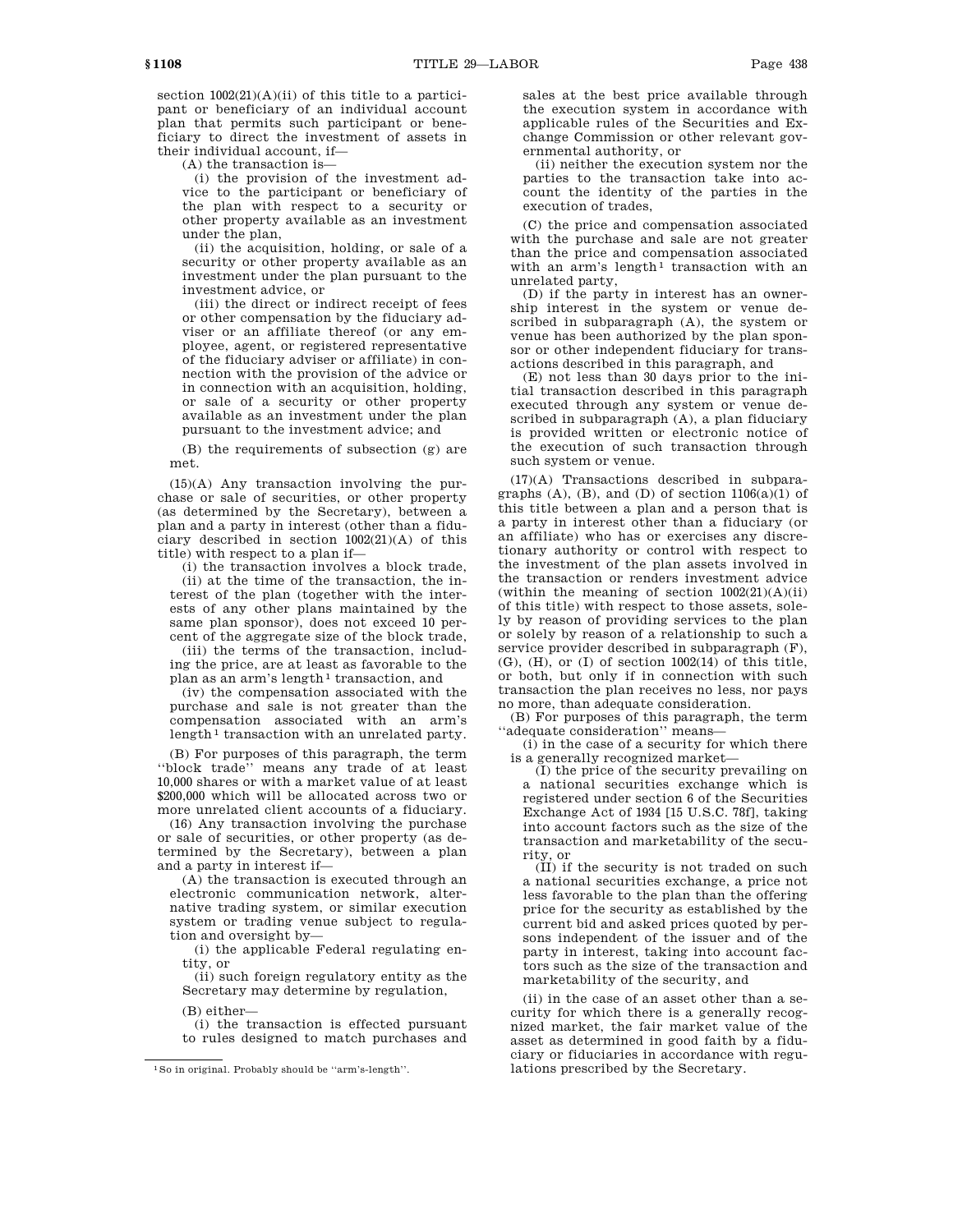section 1002(21)(A)(ii) of this title to a participant or beneficiary of an individual account plan that permits such participant or beneficiary to direct the investment of assets in their individual account, if—

(A) the transaction is—

(i) the provision of the investment advice to the participant or beneficiary of the plan with respect to a security or other property available as an investment under the plan,

(ii) the acquisition, holding, or sale of a security or other property available as an investment under the plan pursuant to the investment advice, or

(iii) the direct or indirect receipt of fees or other compensation by the fiduciary adviser or an affiliate thereof (or any employee, agent, or registered representative of the fiduciary adviser or affiliate) in connection with the provision of the advice or in connection with an acquisition, holding, or sale of a security or other property available as an investment under the plan pursuant to the investment advice; and

(B) the requirements of subsection (g) are met.

(15)(A) Any transaction involving the purchase or sale of securities, or other property (as determined by the Secretary), between a plan and a party in interest (other than a fiduciary described in section 1002(21)(A) of this title) with respect to a plan if—

(i) the transaction involves a block trade,

(ii) at the time of the transaction, the interest of the plan (together with the interests of any other plans maintained by the same plan sponsor), does not exceed 10 percent of the aggregate size of the block trade,

(iii) the terms of the transaction, including the price, are at least as favorable to the plan as an arm's length[1] transaction, and

(iv) the compensation associated with the purchase and sale is not greater than the compensation associated with an arm's length[1] transaction with an unrelated party.

(B) For purposes of this paragraph, the term ''block trade'' means any trade of at least 10,000 shares or with a market value of at least $200,000 which will be allocated across two or more unrelated client accounts of a fiduciary.

(16) Any transaction involving the purchase or sale of securities, or other property (as determined by the Secretary), between a plan and a party in interest if—

(A) the transaction is executed through an electronic communication network, alternative trading system, or similar execution system or trading venue subject to regulation and oversight by—

(i) the applicable Federal regulating entity, or

(ii) such foreign regulatory entity as the Secretary may determine by regulation,

(B) either—

(i) the transaction is effected pursuant to rules designed to match purchases and sales at the best price available through the execution system in accordance with applicable rules of the Securities and Exchange Commission or other relevant governmental authority, or

(ii) neither the execution system nor the parties to the transaction take into account the identity of the parties in the execution of trades,

(C) the price and compensation associated with the purchase and sale are not greater than the price and compensation associated with an arm's length[1] transaction with an unrelated party,

(D) if the party in interest has an ownership interest in the system or venue described in subparagraph (A), the system or venue has been authorized by the plan sponsor or other independent fiduciary for transactions described in this paragraph, and

(E) not less than 30 days prior to the initial transaction described in this paragraph executed through any system or venue described in subparagraph (A), a plan fiduciary is provided written or electronic notice of the execution of such transaction through such system or venue.

(17)(A) Transactions described in subparagraphs (A), (B), and (D) of section 1106(a)(1) of this title between a plan and a person that is a party in interest other than a fiduciary (or an affiliate) who has or exercises any discretionary authority or control with respect to the investment of the plan assets involved in the transaction or renders investment advice (within the meaning of section 1002(21)(A)(ii) of this title) with respect to those assets, solely by reason of providing services to the plan or solely by reason of a relationship to such a service provider described in subparagraph (F), (G), (H), or (I) of section 1002(14) of this title, or both, but only if in connection with such transaction the plan receives no less, nor pays no more, than adequate consideration.

(B) For purposes of this paragraph, the term ''adequate consideration'' means—

(i) in the case of a security for which there is a generally recognized market—

(I) the price of the security prevailing on a national securities exchange which is registered under section 6 of the Securities Exchange Act of 1934 [15 U.S.C. 78f], taking into account factors such as the size of the transaction and marketability of the security, or

(II) if the security is not traded on such a national securities exchange, a price not less favorable to the plan than the offering price for the security as established by the current bid and asked prices quoted by persons independent of the issuer and of the party in interest, taking into account factors such as the size of the transaction and marketability of the security, and

(ii) in the case of an asset other than a security for which there is a generally recognized market, the fair market value of the asset as determined in good faith by a fiduciary or fiduciaries in accordance with regulations prescribed by the Secretary.

[1] So in original. Probably should be ''arm's-length''.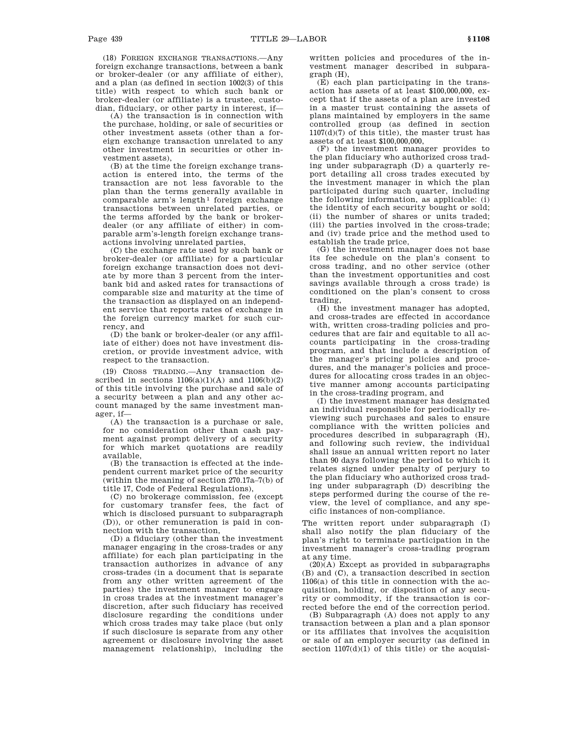(18) FOREIGN EXCHANGE TRANSACTIONS.—Any foreign exchange transactions, between a bank or broker-dealer (or any affiliate of either), and a plan (as defined in section 1002(3) of this title) with respect to which such bank or broker-dealer (or affiliate) is a trustee, custodian, fiduciary, or other party in interest, if—

(A) the transaction is in connection with the purchase, holding, or sale of securities or other investment assets (other than a foreign exchange transaction unrelated to any other investment in securities or other investment assets),

(B) at the time the foreign exchange transaction is entered into, the terms of the transaction are not less favorable to the plan than the terms generally available in comparable arm's length[1] foreign exchange transactions between unrelated parties, or the terms afforded by the bank or broker-dealer (or any affiliate of either) in comparable arm's-length foreign exchange transactions involving unrelated parties,

(C) the exchange rate used by such bank or broker-dealer (or affiliate) for a particular foreign exchange transaction does not deviate by more than 3 percent from the interbank bid and asked rates for transactions of comparable size and maturity at the time of the transaction as displayed on an independent service that reports rates of exchange in the foreign currency market for such currency, and

(D) the bank or broker-dealer (or any affiliate of either) does not have investment discretion, or provide investment advice, with respect to the transaction.

(19) CROSS TRADING.—Any transaction described in sections 1106(a)(1)(A) and 1106(b)(2) of this title involving the purchase and sale of a security between a plan and any other account managed by the same investment manager, if—

(A) the transaction is a purchase or sale, for no consideration other than cash payment against prompt delivery of a security for which market quotations are readily available,

(B) the transaction is effected at the independent current market price of the security (within the meaning of section 270.17a–7(b) of title 17, Code of Federal Regulations),

(C) no brokerage commission, fee (except for customary transfer fees, the fact of which is disclosed pursuant to subparagraph (D)), or other remuneration is paid in connection with the transaction,

(D) a fiduciary (other than the investment manager engaging in the cross-trades or any affiliate) for each plan participating in the transaction authorizes in advance of any cross-trades (in a document that is separate from any other written agreement of the parties) the investment manager to engage in cross trades at the investment manager's discretion, after such fiduciary has received disclosure regarding the conditions under which cross trades may take place (but only if such disclosure is separate from any other agreement or disclosure involving the asset management relationship), including the written policies and procedures of the investment manager described in subparagraph (H),

(E) each plan participating in the transaction has assets of at least $100,000,000, except that if the assets of a plan are invested in a master trust containing the assets of plans maintained by employers in the same controlled group (as defined in section 1107(d)(7) of this title), the master trust has assets of at least $100,000,000,

(F) the investment manager provides to the plan fiduciary who authorized cross trading under subparagraph (D) a quarterly report detailing all cross trades executed by the investment manager in which the plan participated during such quarter, including the following information, as applicable: (i) the identity of each security bought or sold; (ii) the number of shares or units traded; (iii) the parties involved in the cross-trade; and (iv) trade price and the method used to establish the trade price,

(G) the investment manager does not base its fee schedule on the plan's consent to cross trading, and no other service (other than the investment opportunities and cost savings available through a cross trade) is conditioned on the plan's consent to cross trading,

(H) the investment manager has adopted, and cross-trades are effected in accordance with, written cross-trading policies and procedures that are fair and equitable to all accounts participating in the cross-trading program, and that include a description of the manager's pricing policies and procedures, and the manager's policies and procedures for allocating cross trades in an objective manner among accounts participating in the cross-trading program, and

(I) the investment manager has designated an individual responsible for periodically reviewing such purchases and sales to ensure compliance with the written policies and procedures described in subparagraph (H), and following such review, the individual shall issue an annual written report no later than 90 days following the period to which it relates signed under penalty of perjury to the plan fiduciary who authorized cross trading under subparagraph (D) describing the steps performed during the course of the review, the level of compliance, and any specific instances of non-compliance.

The written report under subparagraph (I) shall also notify the plan fiduciary of the plan's right to terminate participation in the investment manager's cross-trading program at any time.

(20)(A) Except as provided in subparagraphs (B) and (C), a transaction described in section 1106(a) of this title in connection with the acquisition, holding, or disposition of any security or commodity, if the transaction is corrected before the end of the correction period.

(B) Subparagraph (A) does not apply to any transaction between a plan and a plan sponsor or its affiliates that involves the acquisition or sale of an employer security (as defined in section 1107(d)(1) of this title) or the acquisi-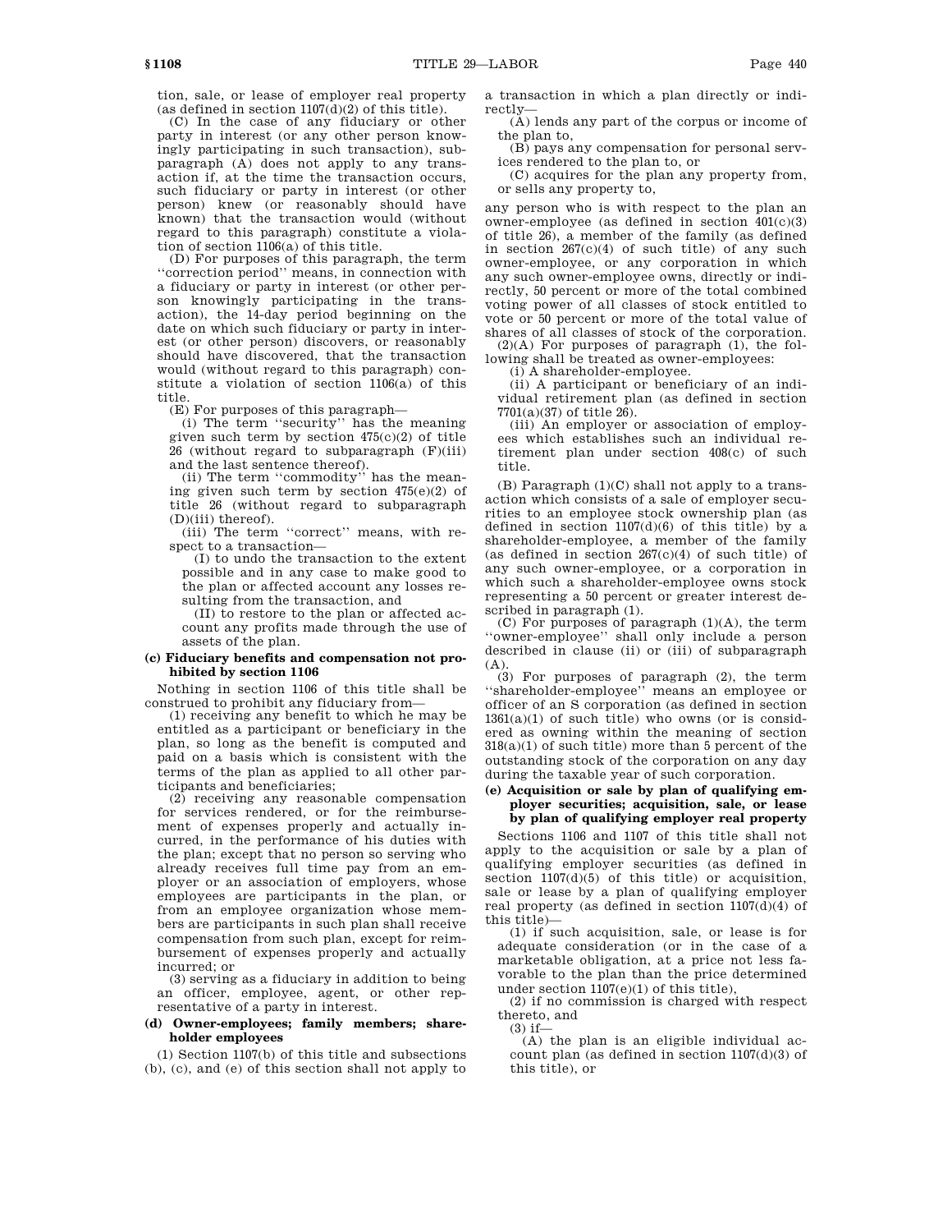tion, sale, or lease of employer real property (as defined in section 1107(d)(2) of this title).

(C) In the case of any fiduciary or other party in interest (or any other person knowingly participating in such transaction), subparagraph (A) does not apply to any transaction if, at the time the transaction occurs, such fiduciary or party in interest (or other person) knew (or reasonably should have known) that the transaction would (without regard to this paragraph) constitute a violation of section 1106(a) of this title.

(D) For purposes of this paragraph, the term ''correction period'' means, in connection with a fiduciary or party in interest (or other person knowingly participating in the transaction), the 14-day period beginning on the date on which such fiduciary or party in interest (or other person) discovers, or reasonably should have discovered, that the transaction would (without regard to this paragraph) constitute a violation of section 1106(a) of this title.

(E) For purposes of this paragraph—

(i) The term ''security'' has the meaning given such term by section 475(c)(2) of title 26 (without regard to subparagraph (F)(iii) and the last sentence thereof).

(ii) The term ''commodity'' has the meaning given such term by section 475(e)(2) of title 26 (without regard to subparagraph (D)(iii) thereof).

(iii) The term ''correct'' means, with respect to a transaction—

(I) to undo the transaction to the extent possible and in any case to make good to the plan or affected account any losses resulting from the transaction, and

(II) to restore to the plan or affected account any profits made through the use of assets of the plan.

**(c) Fiduciary benefits and compensation not prohibited by section 1106**

Nothing in section 1106 of this title shall be construed to prohibit any fiduciary from—

(1) receiving any benefit to which he may be entitled as a participant or beneficiary in the plan, so long as the benefit is computed and paid on a basis which is consistent with the terms of the plan as applied to all other participants and beneficiaries;

(2) receiving any reasonable compensation for services rendered, or for the reimbursement of expenses properly and actually incurred, in the performance of his duties with the plan; except that no person so serving who already receives full time pay from an employer or an association of employers, whose employees are participants in the plan, or from an employee organization whose members are participants in such plan shall receive compensation from such plan, except for reimbursement of expenses properly and actually incurred; or

(3) serving as a fiduciary in addition to being an officer, employee, agent, or other representative of a party in interest.

**(d) Owner-employees; family members; shareholder employees**

(1) Section 1107(b) of this title and subsections (b), (c), and (e) of this section shall not apply to a transaction in which a plan directly or indirectly—

(A) lends any part of the corpus or income of the plan to,

(B) pays any compensation for personal services rendered to the plan to, or

(C) acquires for the plan any property from, or sells any property to,

any person who is with respect to the plan an owner-employee (as defined in section 401(c)(3) of title 26), a member of the family (as defined in section 267(c)(4) of such title) of any such owner-employee, or any corporation in which any such owner-employee owns, directly or indirectly, 50 percent or more of the total combined voting power of all classes of stock entitled to vote or 50 percent or more of the total value of shares of all classes of stock of the corporation.

(2)(A) For purposes of paragraph (1), the following shall be treated as owner-employees:

(i) A shareholder-employee.

(ii) A participant or beneficiary of an individual retirement plan (as defined in section 7701(a)(37) of title 26).

(iii) An employer or association of employees which establishes such an individual retirement plan under section 408(c) of such title.

(B) Paragraph (1)(C) shall not apply to a transaction which consists of a sale of employer securities to an employee stock ownership plan (as defined in section 1107(d)(6) of this title) by a shareholder-employee, a member of the family (as defined in section 267(c)(4) of such title) of any such owner-employee, or a corporation in which such a shareholder-employee owns stock representing a 50 percent or greater interest described in paragraph (1).

(C) For purposes of paragraph (1)(A), the term ''owner-employee'' shall only include a person described in clause (ii) or (iii) of subparagraph (A).

(3) For purposes of paragraph (2), the term ''shareholder-employee'' means an employee or officer of an S corporation (as defined in section 1361(a)(1) of such title) who owns (or is considered as owning within the meaning of section 318(a)(1) of such title) more than 5 percent of the outstanding stock of the corporation on any day during the taxable year of such corporation.

**(e) Acquisition or sale by plan of qualifying employer securities; acquisition, sale, or lease by plan of qualifying employer real property**

Sections 1106 and 1107 of this title shall not apply to the acquisition or sale by a plan of qualifying employer securities (as defined in section 1107(d)(5) of this title) or acquisition, sale or lease by a plan of qualifying employer real property (as defined in section 1107(d)(4) of this title)—

(1) if such acquisition, sale, or lease is for adequate consideration (or in the case of a marketable obligation, at a price not less favorable to the plan than the price determined under section 1107(e)(1) of this title),

(2) if no commission is charged with respect thereto, and

(3) if—

(A) the plan is an eligible individual account plan (as defined in section 1107(d)(3) of this title), or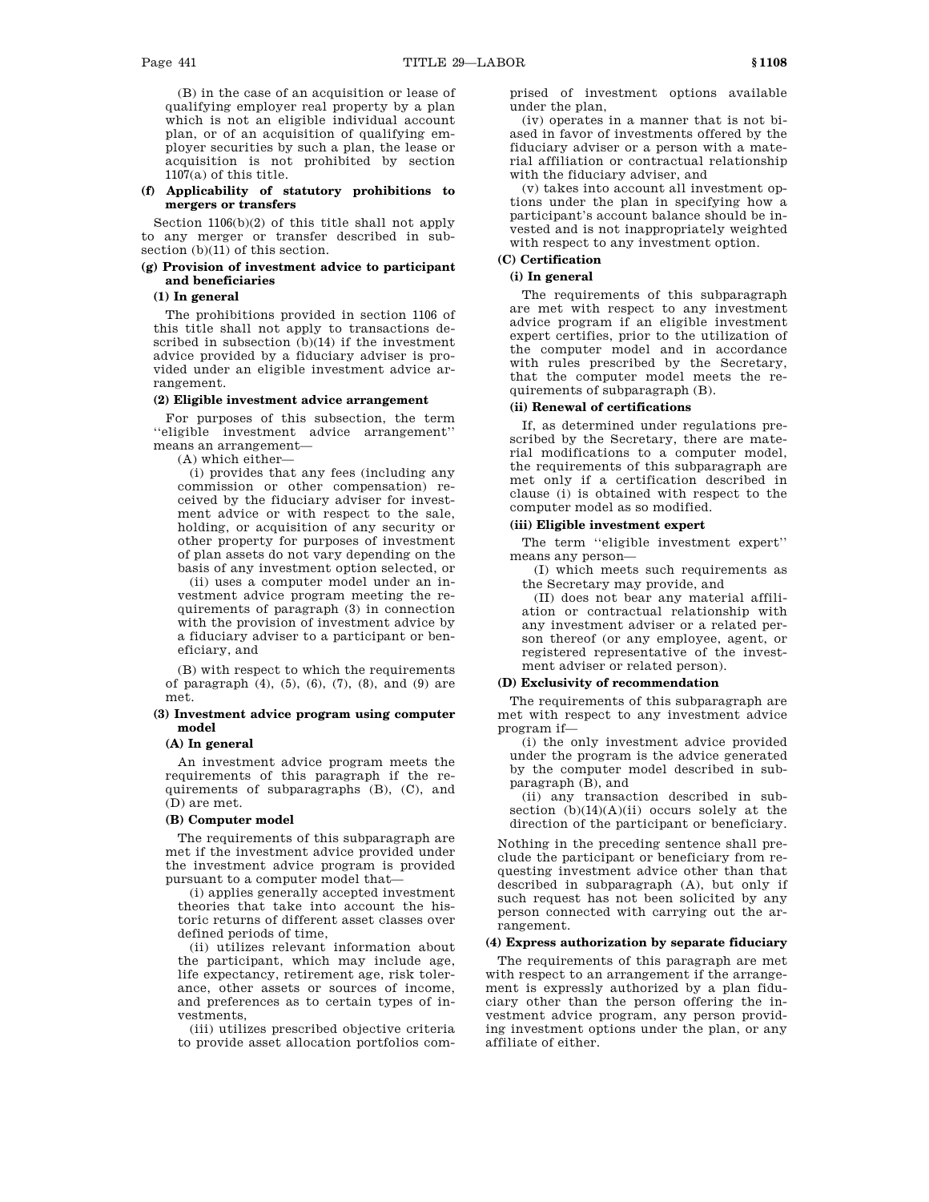(B) in the case of an acquisition or lease of qualifying employer real property by a plan which is not an eligible individual account plan, or of an acquisition of qualifying employer securities by such a plan, the lease or acquisition is not prohibited by section 1107(a) of this title.

**(f) Applicability of statutory prohibitions to mergers or transfers**

Section 1106(b)(2) of this title shall not apply to any merger or transfer described in subsection (b)(11) of this section.

**(g) Provision of investment advice to participant and beneficiaries**

**(1) In general**

The prohibitions provided in section 1106 of this title shall not apply to transactions described in subsection (b)(14) if the investment advice provided by a fiduciary adviser is provided under an eligible investment advice arrangement.

**(2) Eligible investment advice arrangement**

For purposes of this subsection, the term ''eligible investment advice arrangement'' means an arrangement—

(A) which either—

(i) provides that any fees (including any commission or other compensation) received by the fiduciary adviser for investment advice or with respect to the sale, holding, or acquisition of any security or other property for purposes of investment of plan assets do not vary depending on the basis of any investment option selected, or

(ii) uses a computer model under an investment advice program meeting the requirements of paragraph (3) in connection with the provision of investment advice by a fiduciary adviser to a participant or beneficiary, and

(B) with respect to which the requirements of paragraph (4), (5), (6), (7), (8), and (9) are met.

**(3) Investment advice program using computer model**

**(A) In general**

An investment advice program meets the requirements of this paragraph if the requirements of subparagraphs (B), (C), and (D) are met.

**(B) Computer model**

The requirements of this subparagraph are met if the investment advice provided under the investment advice program is provided pursuant to a computer model that—

(i) applies generally accepted investment theories that take into account the historic returns of different asset classes over defined periods of time,

(ii) utilizes relevant information about the participant, which may include age, life expectancy, retirement age, risk tolerance, other assets or sources of income, and preferences as to certain types of investments,

(iii) utilizes prescribed objective criteria to provide asset allocation portfolios comprised of investment options available under the plan,

(iv) operates in a manner that is not biased in favor of investments offered by the fiduciary adviser or a person with a material affiliation or contractual relationship with the fiduciary adviser, and

(v) takes into account all investment options under the plan in specifying how a participant's account balance should be invested and is not inappropriately weighted with respect to any investment option.

**(C) Certification**

**(i) In general**

The requirements of this subparagraph are met with respect to any investment advice program if an eligible investment expert certifies, prior to the utilization of the computer model and in accordance with rules prescribed by the Secretary, that the computer model meets the requirements of subparagraph (B).

**(ii) Renewal of certifications**

If, as determined under regulations prescribed by the Secretary, there are material modifications to a computer model, the requirements of this subparagraph are met only if a certification described in clause (i) is obtained with respect to the computer model as so modified.

**(iii) Eligible investment expert**

The term ''eligible investment expert'' means any person—

(I) which meets such requirements as the Secretary may provide, and

(II) does not bear any material affiliation or contractual relationship with any investment adviser or a related person thereof (or any employee, agent, or registered representative of the investment adviser or related person).

**(D) Exclusivity of recommendation**

The requirements of this subparagraph are met with respect to any investment advice program if—

(i) the only investment advice provided under the program is the advice generated by the computer model described in subparagraph (B), and

(ii) any transaction described in subsection (b)(14)(A)(ii) occurs solely at the direction of the participant or beneficiary.

Nothing in the preceding sentence shall preclude the participant or beneficiary from requesting investment advice other than that described in subparagraph (A), but only if such request has not been solicited by any person connected with carrying out the arrangement.

**(4) Express authorization by separate fiduciary**

The requirements of this paragraph are met with respect to an arrangement if the arrangement is expressly authorized by a plan fiduciary other than the person offering the investment advice program, any person providing investment options under the plan, or any affiliate of either.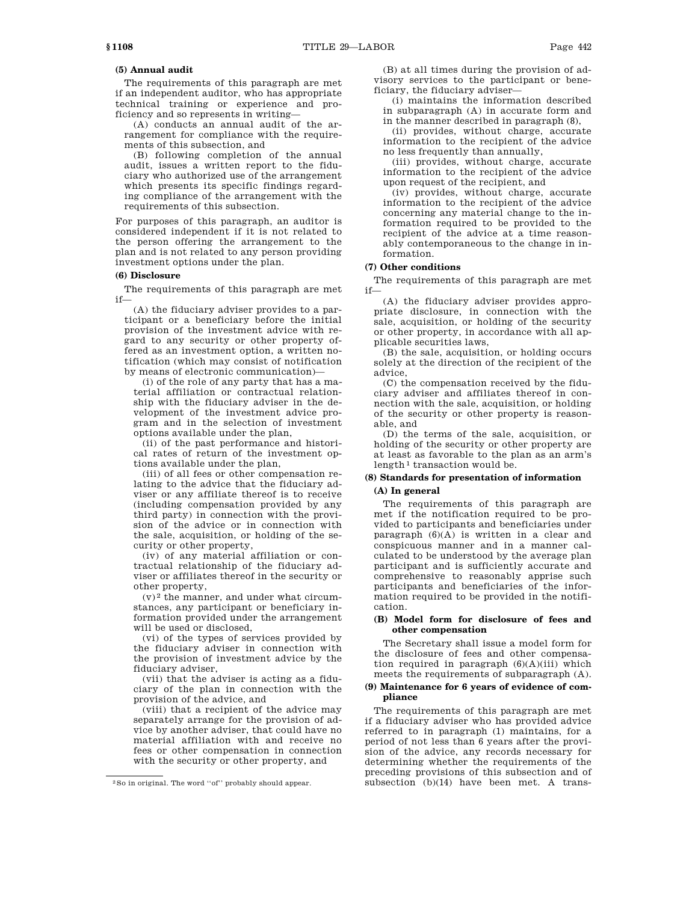**(5) Annual audit**

The requirements of this paragraph are met if an independent auditor, who has appropriate technical training or experience and proficiency and so represents in writing—

(A) conducts an annual audit of the arrangement for compliance with the requirements of this subsection, and

(B) following completion of the annual audit, issues a written report to the fiduciary who authorized use of the arrangement which presents its specific findings regarding compliance of the arrangement with the requirements of this subsection.

For purposes of this paragraph, an auditor is considered independent if it is not related to the person offering the arrangement to the plan and is not related to any person providing investment options under the plan.

**(6) Disclosure**

The requirements of this paragraph are met if—

(A) the fiduciary adviser provides to a participant or a beneficiary before the initial provision of the investment advice with regard to any security or other property offered as an investment option, a written notification (which may consist of notification by means of electronic communication)—

(i) of the role of any party that has a material affiliation or contractual relationship with the fiduciary adviser in the development of the investment advice program and in the selection of investment options available under the plan,

(ii) of the past performance and historical rates of return of the investment options available under the plan,

(iii) of all fees or other compensation relating to the advice that the fiduciary adviser or any affiliate thereof is to receive (including compensation provided by any third party) in connection with the provision of the advice or in connection with the sale, acquisition, or holding of the security or other property,

(iv) of any material affiliation or contractual relationship of the fiduciary adviser or affiliates thereof in the security or other property,

(v)[2] the manner, and under what circumstances, any participant or beneficiary information provided under the arrangement will be used or disclosed,

(vi) of the types of services provided by the fiduciary adviser in connection with the provision of investment advice by the fiduciary adviser,

(vii) that the adviser is acting as a fiduciary of the plan in connection with the provision of the advice, and

(viii) that a recipient of the advice may separately arrange for the provision of advice by another adviser, that could have no material affiliation with and receive no fees or other compensation in connection with the security or other property, and

(B) at all times during the provision of advisory services to the participant or beneficiary, the fiduciary adviser—

(i) maintains the information described in subparagraph (A) in accurate form and in the manner described in paragraph (8),

(ii) provides, without charge, accurate information to the recipient of the advice no less frequently than annually,

(iii) provides, without charge, accurate information to the recipient of the advice upon request of the recipient, and

(iv) provides, without charge, accurate information to the recipient of the advice concerning any material change to the information required to be provided to the recipient of the advice at a time reasonably contemporaneous to the change in information.

**(7) Other conditions**

The requirements of this paragraph are met if—

(A) the fiduciary adviser provides appropriate disclosure, in connection with the sale, acquisition, or holding of the security or other property, in accordance with all applicable securities laws,

(B) the sale, acquisition, or holding occurs solely at the direction of the recipient of the advice,

(C) the compensation received by the fiduciary adviser and affiliates thereof in connection with the sale, acquisition, or holding of the security or other property is reasonable, and

(D) the terms of the sale, acquisition, or holding of the security or other property are at least as favorable to the plan as an arm's length[1] transaction would be.

**(8) Standards for presentation of information**

**(A) In general**

The requirements of this paragraph are met if the notification required to be provided to participants and beneficiaries under paragraph (6)(A) is written in a clear and conspicuous manner and in a manner calculated to be understood by the average plan participant and is sufficiently accurate and comprehensive to reasonably apprise such participants and beneficiaries of the information required to be provided in the notification.

**(B) Model form for disclosure of fees and other compensation**

The Secretary shall issue a model form for the disclosure of fees and other compensation required in paragraph (6)(A)(iii) which meets the requirements of subparagraph (A).

**(9) Maintenance for 6 years of evidence of compliance**

The requirements of this paragraph are met if a fiduciary adviser who has provided advice referred to in paragraph (1) maintains, for a period of not less than 6 years after the provision of the advice, any records necessary for determining whether the requirements of the preceding provisions of this subsection and of subsection (b)(14) have been met. A trans-

---

[2] So in original. The word "of" probably should appear.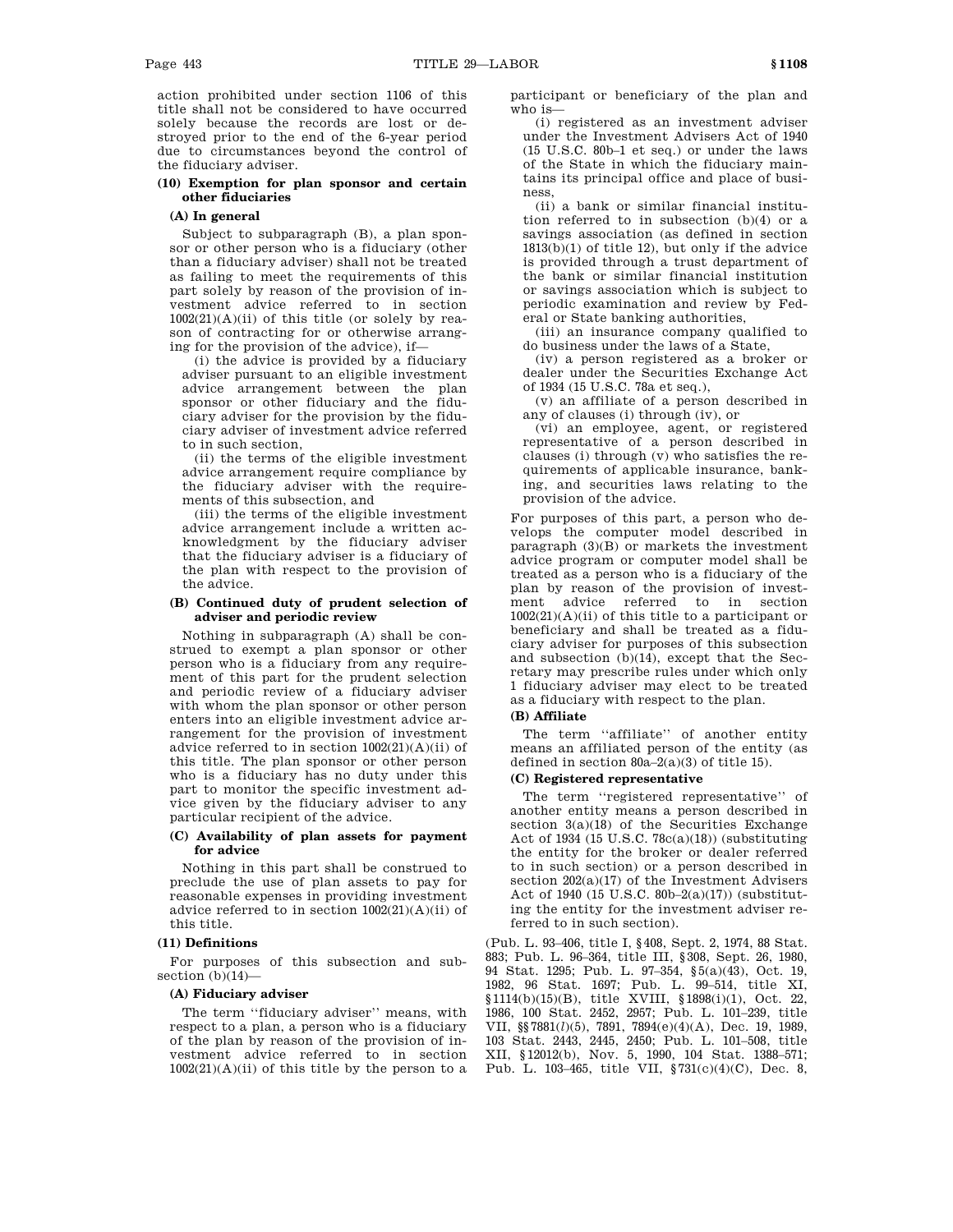action prohibited under section 1106 of this title shall not be considered to have occurred solely because the records are lost or destroyed prior to the end of the 6-year period due to circumstances beyond the control of the fiduciary adviser.

**(10) Exemption for plan sponsor and certain other fiduciaries**

**(A) In general**

Subject to subparagraph (B), a plan sponsor or other person who is a fiduciary (other than a fiduciary adviser) shall not be treated as failing to meet the requirements of this part solely by reason of the provision of investment advice referred to in section 1002(21)(A)(ii) of this title (or solely by reason of contracting for or otherwise arranging for the provision of the advice), if—

(i) the advice is provided by a fiduciary adviser pursuant to an eligible investment advice arrangement between the plan sponsor or other fiduciary and the fiduciary adviser for the provision by the fiduciary adviser of investment advice referred to in such section,

(ii) the terms of the eligible investment advice arrangement require compliance by the fiduciary adviser with the requirements of this subsection, and

(iii) the terms of the eligible investment advice arrangement include a written acknowledgment by the fiduciary adviser that the fiduciary adviser is a fiduciary of the plan with respect to the provision of the advice.

**(B) Continued duty of prudent selection of adviser and periodic review**

Nothing in subparagraph (A) shall be construed to exempt a plan sponsor or other person who is a fiduciary from any requirement of this part for the prudent selection and periodic review of a fiduciary adviser with whom the plan sponsor or other person enters into an eligible investment advice arrangement for the provision of investment advice referred to in section 1002(21)(A)(ii) of this title. The plan sponsor or other person who is a fiduciary has no duty under this part to monitor the specific investment advice given by the fiduciary adviser to any particular recipient of the advice.

**(C) Availability of plan assets for payment for advice**

Nothing in this part shall be construed to preclude the use of plan assets to pay for reasonable expenses in providing investment advice referred to in section 1002(21)(A)(ii) of this title.

**(11) Definitions**

For purposes of this subsection and subsection (b)(14)—

**(A) Fiduciary adviser**

The term ''fiduciary adviser'' means, with respect to a plan, a person who is a fiduciary of the plan by reason of the provision of investment advice referred to in section 1002(21)(A)(ii) of this title by the person to a participant or beneficiary of the plan and who is—

(i) registered as an investment adviser under the Investment Advisers Act of 1940 (15 U.S.C. 80b–1 et seq.) or under the laws of the State in which the fiduciary maintains its principal office and place of business,

(ii) a bank or similar financial institution referred to in subsection (b)(4) or a savings association (as defined in section 1813(b)(1) of title 12), but only if the advice is provided through a trust department of the bank or similar financial institution or savings association which is subject to periodic examination and review by Federal or State banking authorities,

(iii) an insurance company qualified to do business under the laws of a State,

(iv) a person registered as a broker or dealer under the Securities Exchange Act of 1934 (15 U.S.C. 78a et seq.),

(v) an affiliate of a person described in any of clauses (i) through (iv), or

(vi) an employee, agent, or registered representative of a person described in clauses (i) through (v) who satisfies the requirements of applicable insurance, banking, and securities laws relating to the provision of the advice.

For purposes of this part, a person who develops the computer model described in paragraph (3)(B) or markets the investment advice program or computer model shall be treated as a person who is a fiduciary of the plan by reason of the provision of investment advice referred to in section 1002(21)(A)(ii) of this title to a participant or beneficiary and shall be treated as a fiduciary adviser for purposes of this subsection and subsection (b)(14), except that the Secretary may prescribe rules under which only 1 fiduciary adviser may elect to be treated as a fiduciary with respect to the plan.

**(B) Affiliate**

The term ''affiliate'' of another entity means an affiliated person of the entity (as defined in section 80a–2(a)(3) of title 15).

**(C) Registered representative**

The term ''registered representative'' of another entity means a person described in section 3(a)(18) of the Securities Exchange Act of 1934 (15 U.S.C. 78c(a)(18)) (substituting the entity for the broker or dealer referred to in such section) or a person described in section 202(a)(17) of the Investment Advisers Act of 1940 (15 U.S.C. 80b–2(a)(17)) (substituting the entity for the investment adviser referred to in such section).

(Pub. L. 93–406, title I, §408, Sept. 2, 1974, 88 Stat. 883; Pub. L. 96–364, title III, §308, Sept. 26, 1980, 94 Stat. 1295; Pub. L. 97–354, §5(a)(43), Oct. 19, 1982, 96 Stat. 1697; Pub. L. 99–514, title XI, §1114(b)(15)(B), title XVIII, §1898(i)(1), Oct. 22, 1986, 100 Stat. 2452, 2957; Pub. L. 101–239, title VII, §§7881(*l*)(5), 7891, 7894(e)(4)(A), Dec. 19, 1989, 103 Stat. 2443, 2445, 2450; Pub. L. 101–508, title XII, §12012(b), Nov. 5, 1990, 104 Stat. 1388–571; Pub. L. 103–465, title VII, §731(c)(4)(C), Dec. 8,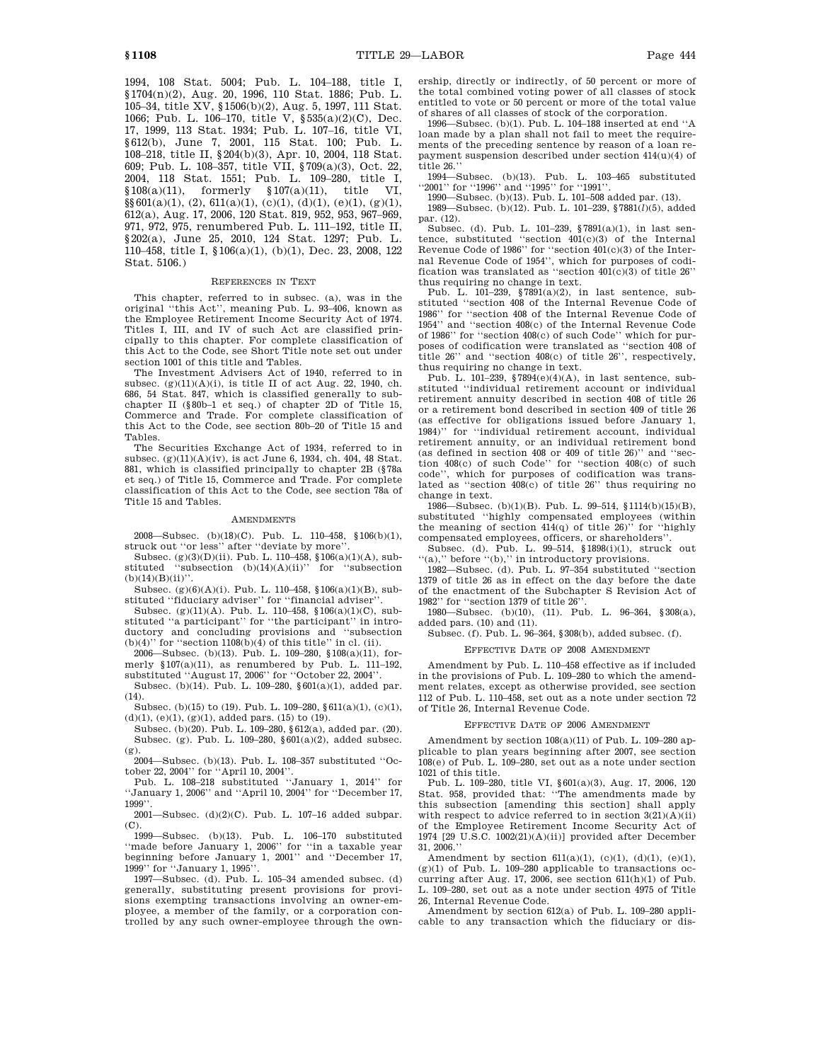1994, 108 Stat. 5004; Pub. L. 104–188, title I, §1704(n)(2), Aug. 20, 1996, 110 Stat. 1886; Pub. L. 105–34, title XV, §1506(b)(2), Aug. 5, 1997, 111 Stat. 1066; Pub. L. 106–170, title V, §535(a)(2)(C), Dec. 17, 1999, 113 Stat. 1934; Pub. L. 107–16, title VI, §612(b), June 7, 2001, 115 Stat. 100; Pub. L. 108–218, title II, §204(b)(3), Apr. 10, 2004, 118 Stat. 609; Pub. L. 108–357, title VII, §709(a)(3), Oct. 22, 2004, 118 Stat. 1551; Pub. L. 109–280, title I, §108(a)(11), formerly §107(a)(11), title VI, §§601(a)(1), (2), 611(a)(1), (c)(1), (d)(1), (e)(1), (g)(1), 612(a), Aug. 17, 2006, 120 Stat. 819, 952, 953, 967–969, 971, 972, 975, renumbered Pub. L. 111–192, title II, §202(a), June 25, 2010, 124 Stat. 1297; Pub. L. 110–458, title I, §106(a)(1), (b)(1), Dec. 23, 2008, 122 Stat. 5106.)

## References in Text

This chapter, referred to in subsec. (a), was in the original "this Act", meaning Pub. L. 93–406, known as the Employee Retirement Income Security Act of 1974. Titles I, III, and IV of such Act are classified principally to this chapter. For complete classification of this Act to the Code, see Short Title note set out under section 1001 of this title and Tables.

The Investment Advisers Act of 1940, referred to in subsec. (g)(11)(A)(i), is title II of act Aug. 22, 1940, ch. 686, 54 Stat. 847, which is classified generally to subchapter II (§80b–1 et seq.) of chapter 2D of Title 15, Commerce and Trade. For complete classification of this Act to the Code, see section 80b–20 of Title 15 and Tables.

The Securities Exchange Act of 1934, referred to in subsec. (g)(11)(A)(iv), is act June 6, 1934, ch. 404, 48 Stat. 881, which is classified principally to chapter 2B (§78a et seq.) of Title 15, Commerce and Trade. For complete classification of this Act to the Code, see section 78a of Title 15 and Tables.

## Amendments

2008—Subsec. (b)(18)(C). Pub. L. 110–458, §106(b)(1), struck out "or less" after "deviate by more".

Subsec. (g)(3)(D)(ii). Pub. L. 110–458, §106(a)(1)(A), substituted "subsection (b)(14)(A)(ii)" for "subsection (b)(14)(B)(ii)".

Subsec. (g)(6)(A)(i). Pub. L. 110–458, §106(a)(1)(B), substituted "fiduciary adviser" for "financial adviser".

Subsec. (g)(11)(A). Pub. L. 110–458, §106(a)(1)(C), substituted "a participant" for "the participant" in introductory and concluding provisions and "subsection (b)(4)" for "section 1108(b)(4) of this title" in cl. (ii).

2006—Subsec. (b)(13). Pub. L. 109–280, §108(a)(11), formerly §107(a)(11), as renumbered by Pub. L. 111–192, substituted "August 17, 2006" for "October 22, 2004".

Subsec. (b)(14). Pub. L. 109–280, §601(a)(1), added par. (14).

Subsec. (b)(15) to (19). Pub. L. 109–280, §611(a)(1), (c)(1), (d)(1), (e)(1), (g)(1), added pars. (15) to (19).

Subsec. (b)(20). Pub. L. 109–280, §612(a), added par. (20).

Subsec. (g). Pub. L. 109–280, §601(a)(2), added subsec. (g).

2004—Subsec. (b)(13). Pub. L. 108–357 substituted "October 22, 2004" for "April 10, 2004".

Pub. L. 108–218 substituted "January 1, 2014" for "January 1, 2006" and "April 10, 2004" for "December 17, 1999".

2001—Subsec. (d)(2)(C). Pub. L. 107–16 added subpar. (C).

1999—Subsec. (b)(13). Pub. L. 106–170 substituted "made before January 1, 2006" for "in a taxable year beginning before January 1, 2001" and "December 17, 1999" for "January 1, 1995".

1997—Subsec. (d). Pub. L. 105–34 amended subsec. (d) generally, substituting present provisions for provisions exempting transactions involving an owner-employee, a member of the family, or a corporation controlled by any such owner-employee through the ownership, directly or indirectly, of 50 percent or more of the total combined voting power of all classes of stock entitled to vote or 50 percent or more of the total value of shares of all classes of stock of the corporation.

1996—Subsec. (b)(1). Pub. L. 104–188 inserted at end "A loan made by a plan shall not fail to meet the requirements of the preceding sentence by reason of a loan repayment suspension described under section 414(u)(4) of title 26."

1994—Subsec. (b)(13). Pub. L. 103–465 substituted "2001" for "1996" and "1995" for "1991".

1990—Subsec. (b)(13). Pub. L. 101–508 added par. (13).

1989—Subsec. (b)(12). Pub. L. 101–239, §7881(*l*)(5), added par. (12).

Subsec. (d). Pub. L. 101–239, §7891(a)(1), in last sentence, substituted "section 401(c)(3) of the Internal Revenue Code of 1986" for "section 401(c)(3) of the Internal Revenue Code of 1954", which for purposes of codification was translated as "section 401(c)(3) of title 26" thus requiring no change in text.

Pub. L. 101–239, §7891(a)(2), in last sentence, substituted "section 408 of the Internal Revenue Code of 1986" for "section 408 of the Internal Revenue Code of 1954" and "section 408(c) of the Internal Revenue Code of 1986" for "section 408(c) of such Code" which for purposes of codification were translated as "section 408 of title 26" and "section 408(c) of title 26", respectively, thus requiring no change in text.

Pub. L. 101–239, §7894(e)(4)(A), in last sentence, substituted "individual retirement account or individual retirement annuity described in section 408 of title 26 or a retirement bond described in section 409 of title 26 (as effective for obligations issued before January 1, 1984)" for "individual retirement account, individual retirement annuity, or an individual retirement bond (as defined in section 408 or 409 of title 26)" and "section 408(c) of such Code" for "section 408(c) of such code", which for purposes of codification was translated as "section 408(c) of title 26" thus requiring no change in text.

1986—Subsec. (b)(1)(B). Pub. L. 99–514, §1114(b)(15)(B), substituted "highly compensated employees (within the meaning of section 414(q) of title 26)" for "highly compensated employees, officers, or shareholders".

Subsec. (d). Pub. L. 99–514, §1898(i)(1), struck out "(a)," before "(b)," in introductory provisions.

1982—Subsec. (d). Pub. L. 97–354 substituted "section 1379 of title 26 as in effect on the day before the date of the enactment of the Subchapter S Revision Act of 1982" for "section 1379 of title 26".

1980—Subsec. (b)(10), (11). Pub. L. 96–364, §308(a), added pars. (10) and (11).

Subsec. (f). Pub. L. 96–364, §308(b), added subsec. (f).

## Effective Date of 2008 Amendment

Amendment by Pub. L. 110–458 effective as if included in the provisions of Pub. L. 109–280 to which the amendment relates, except as otherwise provided, see section 112 of Pub. L. 110–458, set out as a note under section 72 of Title 26, Internal Revenue Code.

## Effective Date of 2006 Amendment

Amendment by section 108(a)(11) of Pub. L. 109–280 applicable to plan years beginning after 2007, see section 108(e) of Pub. L. 109–280, set out as a note under section 1021 of this title.

Pub. L. 109–280, title VI, §601(a)(3), Aug. 17, 2006, 120 Stat. 958, provided that: "The amendments made by this subsection [amending this section] shall apply with respect to advice referred to in section 3(21)(A)(ii) of the Employee Retirement Income Security Act of 1974 [29 U.S.C. 1002(21)(A)(ii)] provided after December 31, 2006."

Amendment by section 611(a)(1), (c)(1), (d)(1), (e)(1), (g)(1) of Pub. L. 109–280 applicable to transactions occurring after Aug. 17, 2006, see section 611(h)(1) of Pub. L. 109–280, set out as a note under section 4975 of Title 26, Internal Revenue Code.

Amendment by section 612(a) of Pub. L. 109–280 applicable to any transaction which the fiduciary or dis-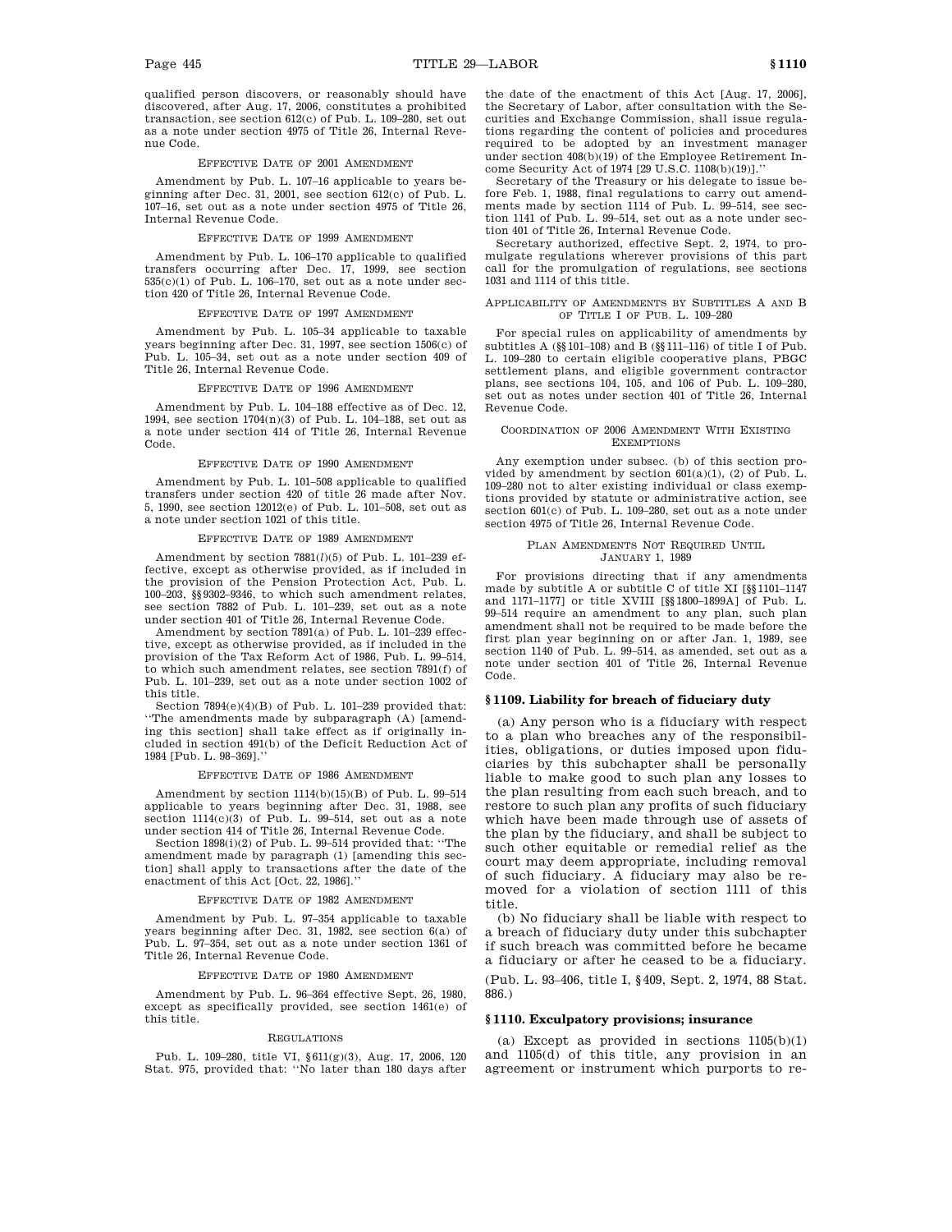qualified person discovers, or reasonably should have discovered, after Aug. 17, 2006, constitutes a prohibited transaction, see section 612(c) of Pub. L. 109–280, set out as a note under section 4975 of Title 26, Internal Revenue Code.

EFFECTIVE DATE OF 2001 AMENDMENT

Amendment by Pub. L. 107–16 applicable to years beginning after Dec. 31, 2001, see section 612(c) of Pub. L. 107–16, set out as a note under section 4975 of Title 26, Internal Revenue Code.

EFFECTIVE DATE OF 1999 AMENDMENT

Amendment by Pub. L. 106–170 applicable to qualified transfers occurring after Dec. 17, 1999, see section 535(c)(1) of Pub. L. 106–170, set out as a note under section 420 of Title 26, Internal Revenue Code.

EFFECTIVE DATE OF 1997 AMENDMENT

Amendment by Pub. L. 105–34 applicable to taxable years beginning after Dec. 31, 1997, see section 1506(c) of Pub. L. 105–34, set out as a note under section 409 of Title 26, Internal Revenue Code.

EFFECTIVE DATE OF 1996 AMENDMENT

Amendment by Pub. L. 104–188 effective as of Dec. 12, 1994, see section 1704(n)(3) of Pub. L. 104–188, set out as a note under section 414 of Title 26, Internal Revenue Code.

EFFECTIVE DATE OF 1990 AMENDMENT

Amendment by Pub. L. 101–508 applicable to qualified transfers under section 420 of title 26 made after Nov. 5, 1990, see section 12012(e) of Pub. L. 101–508, set out as a note under section 1021 of this title.

EFFECTIVE DATE OF 1989 AMENDMENT

Amendment by section 7881(*l*)(5) of Pub. L. 101–239 effective, except as otherwise provided, as if included in the provision of the Pension Protection Act, Pub. L. 100–203, §§9302–9346, to which such amendment relates, see section 7882 of Pub. L. 101–239, set out as a note under section 401 of Title 26, Internal Revenue Code.

Amendment by section 7891(a) of Pub. L. 101–239 effective, except as otherwise provided, as if included in the provision of the Tax Reform Act of 1986, Pub. L. 99–514, to which such amendment relates, see section 7891(f) of Pub. L. 101–239, set out as a note under section 1002 of this title.

Section 7894(e)(4)(B) of Pub. L. 101–239 provided that: ''The amendments made by subparagraph (A) [amending this section] shall take effect as if originally included in section 491(b) of the Deficit Reduction Act of 1984 [Pub. L. 98–369].''

EFFECTIVE DATE OF 1986 AMENDMENT

Amendment by section 1114(b)(15)(B) of Pub. L. 99–514 applicable to years beginning after Dec. 31, 1988, see section 1114(c)(3) of Pub. L. 99–514, set out as a note under section 414 of Title 26, Internal Revenue Code.

Section 1898(i)(2) of Pub. L. 99–514 provided that: ''The amendment made by paragraph (1) [amending this section] shall apply to transactions after the date of the enactment of this Act [Oct. 22, 1986].''

EFFECTIVE DATE OF 1982 AMENDMENT

Amendment by Pub. L. 97–354 applicable to taxable years beginning after Dec. 31, 1982, see section 6(a) of Pub. L. 97–354, set out as a note under section 1361 of Title 26, Internal Revenue Code.

EFFECTIVE DATE OF 1980 AMENDMENT

Amendment by Pub. L. 96–364 effective Sept. 26, 1980, except as specifically provided, see section 1461(e) of this title.

REGULATIONS

Pub. L. 109–280, title VI, §611(g)(3), Aug. 17, 2006, 120 Stat. 975, provided that: ''No later than 180 days after the date of the enactment of this Act [Aug. 17, 2006], the Secretary of Labor, after consultation with the Securities and Exchange Commission, shall issue regulations regarding the content of policies and procedures required to be adopted by an investment manager under section 408(b)(19) of the Employee Retirement Income Security Act of 1974 [29 U.S.C. 1108(b)(19)].''

Secretary of the Treasury or his delegate to issue before Feb. 1, 1988, final regulations to carry out amendments made by section 1114 of Pub. L. 99–514, see section 1141 of Pub. L. 99–514, set out as a note under section 401 of Title 26, Internal Revenue Code.

Secretary authorized, effective Sept. 2, 1974, to promulgate regulations wherever provisions of this part call for the promulgation of regulations, see sections 1031 and 1114 of this title.

APPLICABILITY OF AMENDMENTS BY SUBTITLES A AND B OF TITLE I OF PUB. L. 109–280

For special rules on applicability of amendments by subtitles A (§§101–108) and B (§§111–116) of title I of Pub. L. 109–280 to certain eligible cooperative plans, PBGC settlement plans, and eligible government contractor plans, see sections 104, 105, and 106 of Pub. L. 109–280, set out as notes under section 401 of Title 26, Internal Revenue Code.

COORDINATION OF 2006 AMENDMENT WITH EXISTING EXEMPTIONS

Any exemption under subsec. (b) of this section provided by amendment by section 601(a)(1), (2) of Pub. L. 109–280 not to alter existing individual or class exemptions provided by statute or administrative action, see section 601(c) of Pub. L. 109–280, set out as a note under section 4975 of Title 26, Internal Revenue Code.

PLAN AMENDMENTS NOT REQUIRED UNTIL JANUARY 1, 1989

For provisions directing that if any amendments made by subtitle A or subtitle C of title XI [§§1101–1147 and 1171–1177] or title XVIII [§§1800–1899A] of Pub. L. 99–514 require an amendment to any plan, such plan amendment shall not be required to be made before the first plan year beginning on or after Jan. 1, 1989, see section 1140 of Pub. L. 99–514, as amended, set out as a note under section 401 of Title 26, Internal Revenue Code.

## §1109. Liability for breach of fiduciary duty

(a) Any person who is a fiduciary with respect to a plan who breaches any of the responsibilities, obligations, or duties imposed upon fiduciaries by this subchapter shall be personally liable to make good to such plan any losses to the plan resulting from each such breach, and to restore to such plan any profits of such fiduciary which have been made through use of assets of the plan by the fiduciary, and shall be subject to such other equitable or remedial relief as the court may deem appropriate, including removal of such fiduciary. A fiduciary may also be removed for a violation of section 1111 of this title.

(b) No fiduciary shall be liable with respect to a breach of fiduciary duty under this subchapter if such breach was committed before he became a fiduciary or after he ceased to be a fiduciary.

(Pub. L. 93–406, title I, §409, Sept. 2, 1974, 88 Stat. 886.)

## §1110. Exculpatory provisions; insurance

(a) Except as provided in sections 1105(b)(1) and 1105(d) of this title, any provision in an agreement or instrument which purports to re-